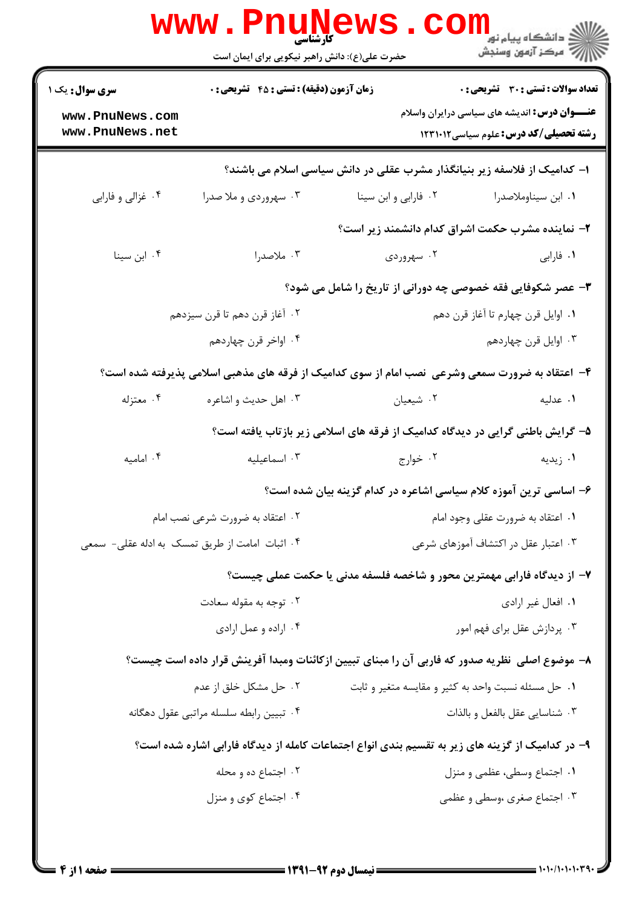کارشناسی

حضرت علی(ع): دانش راهبر نیکویی برای ایمان است

دانشگاه پیام نور
مرکز آزمون وسنجش

**تعداد سوالات : تستی : ۳۰ تشریحی : ۰** | **زمان آزمون (دقیقه) : تستی : ۴۵ تشریحی : ۰** | **سری سوال : یک ۱**

**عنـــوان درس :** اندیشه های سیاسی درایران واسلام

**رشته تحصیلی/کد درس :** علوم سیاسی ۱۲۳۱۰۱۲

**۱- کدامیک از فلاسفه زیر بنیانگذار مشرب عقلی در دانش سیاسی اسلام می باشند؟**

۱. ابن سیناوملاصدرا
۲. فارابی و ابن سینا
۳. سهروردی و ملا صدرا
۴. غزالی و فارابی

**۲- نماینده مشرب حکمت اشراق کدام دانشمند زیر است؟**

۱. فارابی
۲. سهروردی
۳. ملاصدرا
۴. ابن سینا

**۳- عصر شکوفایی فقه خصوصی چه دورانی از تاریخ را شامل می شود؟**

۱. اوایل قرن چهارم تا آغاز قرن دهم
۲. آغاز قرن دهم تا قرن سیزدهم
۳. اوایل قرن چهاردهم
۴. اواخر قرن چهاردهم

**۴- اعتقاد به ضرورت سمعی وشرعی نصب امام از سوی کدامیک از فرقه های مذهبی اسلامی پذیرفته شده است؟**

۱. عدلیه
۲. شیعیان
۳. اهل حدیث و اشاعره
۴. معتزله

**۵- گرایش باطنی گرایی در دیدگاه کدامیک از فرقه های اسلامی زیر بازتاب یافته است؟**

۱. زیدیه
۲. خوارج
۳. اسماعیلیه
۴. امامیه

**۶- اساسی ترین آموزه کلام سیاسی اشاعره در کدام گزینه بیان شده است؟**

۱. اعتقاد به ضرورت عقلی وجود امام
۲. اعتقاد به ضرورت شرعی نصب امام
۳. اعتبار عقل در اکتشاف آموزهای شرعی
۴. اثبات امامت از طریق تمسک به ادله عقلی- سمعی

**۷- از دیدگاه فارابی مهمترین محور و شاخصه فلسفه مدنی یا حکمت عملی چیست؟**

۱. افعال غیر ارادی
۲. توجه به مقوله سعادت
۳. پردازش عقل برای فهم امور
۴. اراده و عمل ارادی

**۸- موضوع اصلی نظریه صدور که فاربی آن را مبنای تبیین ازکائنات ومبدا آفرینش قرار داده است چیست؟**

۱. حل مسئله نسبت واحد به کثیر و مقایسه متغیر و ثابت
۲. حل مشکل خلق از عدم
۳. شناسایی عقل بالفعل و بالذات
۴. تبیین رابطه سلسله مراتبی عقول دهگانه

**۹- در کدامیک از گزینه های زیر به تقسیم بندی انواع اجتماعات کامله از دیدگاه فارابی اشاره شده است؟**

۱. اجتماع وسطی، عظمی و منزل
۲. اجتماع ده و محله
۳. اجتماع صغری ،وسطی و عظمی
۴. اجتماع کوی و منزل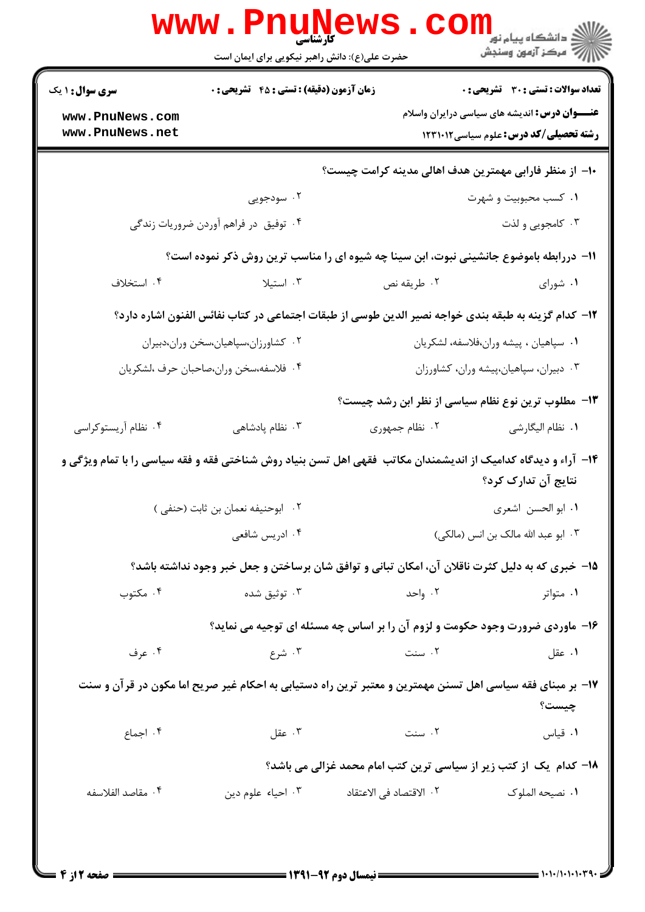۱۰- از منظر فارابی مهمترین هدف اهالی مدینه کرامت چیست؟

۱. کسب محبوبیت و شهرت
۲. سودجویی
۳. کامجویی و لذت
۴. توفیق در فراهم آوردن ضروریات زندگی

۱۱- دررابطه باموضوع جانشینی نبوت، ابن سینا چه شیوه ای را مناسب ترین روش ذکر نموده است؟

۱. شورای
۲. طریقه نص
۳. استیلا
۴. استخلاف

۱۲- کدام گزینه به طبقه بندی خواجه نصیر الدین طوسی از طبقات اجتماعی در کتاب نفائس الفنون اشاره دارد؟

۱. سپاهیان ، پیشه وران،فلاسفه، لشکریان
۲. کشاورزان،سپاهیان،سخن وران،دبیران
۳. دبیران، سپاهیان،پیشه وران، کشاورزان
۴. فلاسفه،سخن وران،صاحبان حرف ،لشکریان

۱۳- مطلوب ترین نوع نظام سیاسی از نظر ابن رشد چیست؟

۱. نظام الیگارشی
۲. نظام جمهوری
۳. نظام پادشاهی
۴. نظام آریستوکراسی

۱۴- آراء و دیدگاه کدامیک از اندیشمندان مکاتب فقهی اهل تسن بنیاد روش شناختی فقه و فقه سیاسی را با تمام ویژگی و نتایج آن تدارک کرد؟

۱. ابو الحسن اشعری
۲. ابوحنیفه نعمان بن ثابت (حنفی )
۳. ابو عبد الله مالک بن انس (مالکی)
۴. ادریس شافعی

۱۵- خبری که به دلیل کثرت ناقلان آن، امکان تبانی و توافق شان برساختن و جعل خبر وجود نداشته باشد؟

۱. متواتر
۲. واحد
۳. توثیق شده
۴. مکتوب

۱۶- ماوردی ضرورت وجود حکومت و لزوم آن را بر اساس چه مسئله ای توجیه می نماید؟

۱. عقل
۲. سنت
۳. شرع
۴. عرف

۱۷- بر مبنای فقه سیاسی اهل تسنن مهمترین و معتبر ترین راه دستیابی به احکام غیر صریح اما مکون در قرآن و سنت چیست؟

۱. قیاس
۲. سنت
۳. عقل
۴. اجماع

۱۸- کدام یک از کتب زیر از سیاسی ترین کتب امام محمد غزالی می باشد؟

۱. نصیحه الملوک
۲. الاقتصاد فی الاعتقاد
۳. احیاء علوم دین
۴. مقاصد الفلاسفه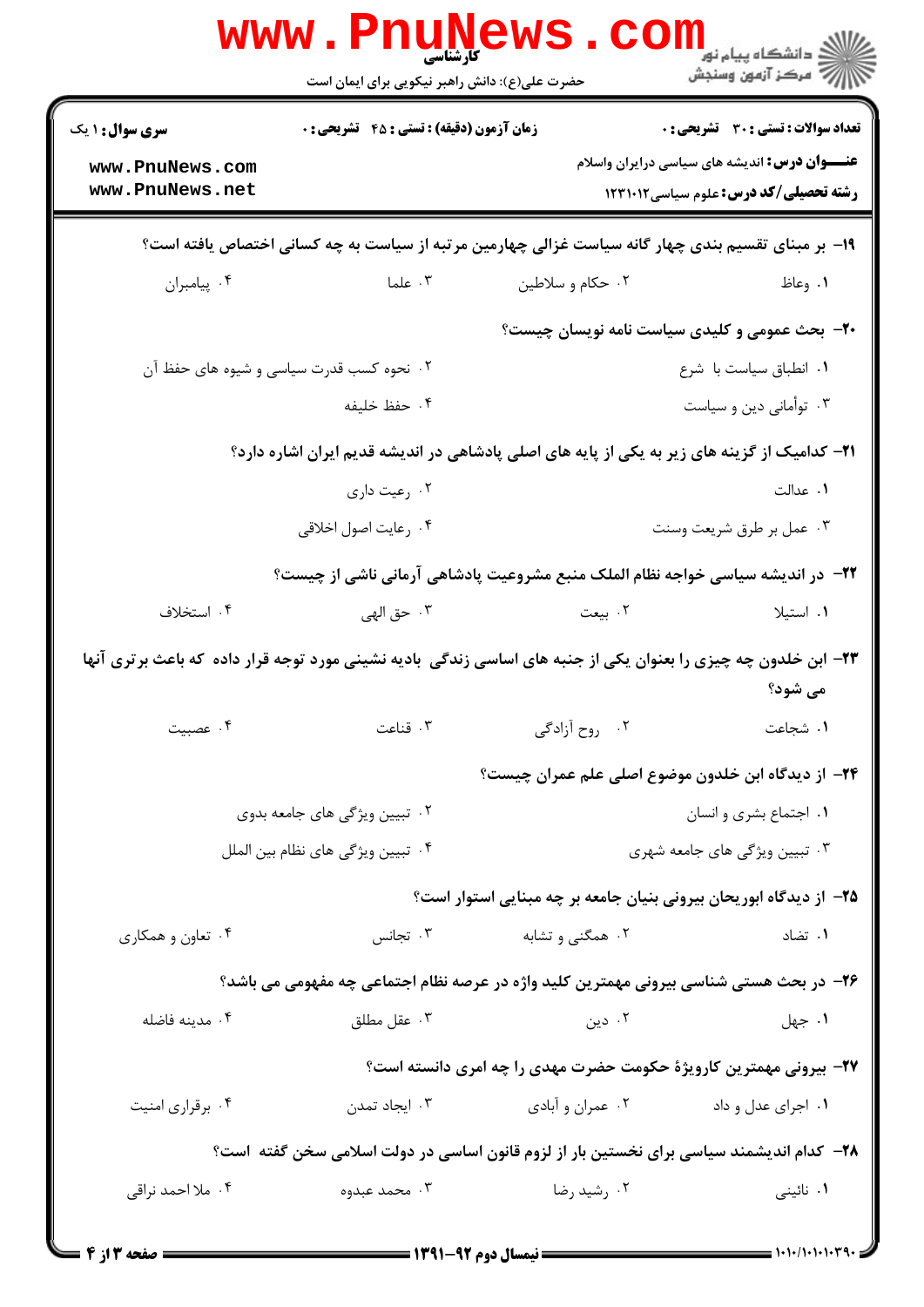۱۹- بر مبنای تقسیم بندی چهار گانه سیاست غزالی چهارمین مرتبه از سیاست به چه کسانی اختصاص یافته است؟

۱. وعاظ
۲. حکام و سلاطین
۳. علما
۴. پیامبران

۲۰- بحث عمومی و کلیدی سیاست نامه نویسان چیست؟

۱. انطباق سیاست با شرع
۲. نحوه کسب قدرت سیاسی و شیوه های حفظ آن
۳. توأمانی دین و سیاست
۴. حفظ خلیفه

۲۱- کدامیک از گزینه های زیر به یکی از پایه های اصلی پادشاهی در اندیشه قدیم ایران اشاره دارد؟

۱. عدالت
۲. رعیت داری
۳. عمل بر طرق شریعت وسنت
۴. رعایت اصول اخلاقی

۲۲- در اندیشه سیاسی خواجه نظام الملک منبع مشروعیت پادشاهی آرمانی ناشی از چیست؟

۱. استیلا
۲. بیعت
۳. حق الهی
۴. استخلاف

۲۳- ابن خلدون چه چیزی را بعنوان یکی از جنبه های اساسی زندگی بادیه نشینی مورد توجه قرار داده که باعث برتری آنها می شود؟

۱. شجاعت
۲. روح آزادگی
۳. قناعت
۴. عصبیت

۲۴- از دیدگاه ابن خلدون موضوع اصلی علم عمران چیست؟

۱. اجتماع بشری و انسان
۲. تبیین ویژگی های جامعه بدوی
۳. تبیین ویژگی های جامعه شهری
۴. تبیین ویژگی های نظام بین الملل

۲۵- از دیدگاه ابوریحان بیرونی بنیان جامعه بر چه مبنایی استوار است؟

۱. تضاد
۲. همگنی و تشابه
۳. تجانس
۴. تعاون و همکاری

۲۶- در بحث هستی شناسی بیرونی مهمترین کلید واژه در عرصه نظام اجتماعی چه مفهومی می باشد؟

۱. جهل
۲. دین
۳. عقل مطلق
۴. مدینه فاضله

۲۷- بیرونی مهمترین کارویژهٔ حکومت حضرت مهدی را چه امری دانسته است؟

۱. اجرای عدل و داد
۲. عمران و آبادی
۳. ایجاد تمدن
۴. برقراری امنیت

۲۸- کدام اندیشمند سیاسی برای نخستین بار از لزوم قانون اساسی در دولت اسلامی سخن گفته است؟

۱. نائینی
۲. رشید رضا
۳. محمد عبده
۴. ملا احمد نراقی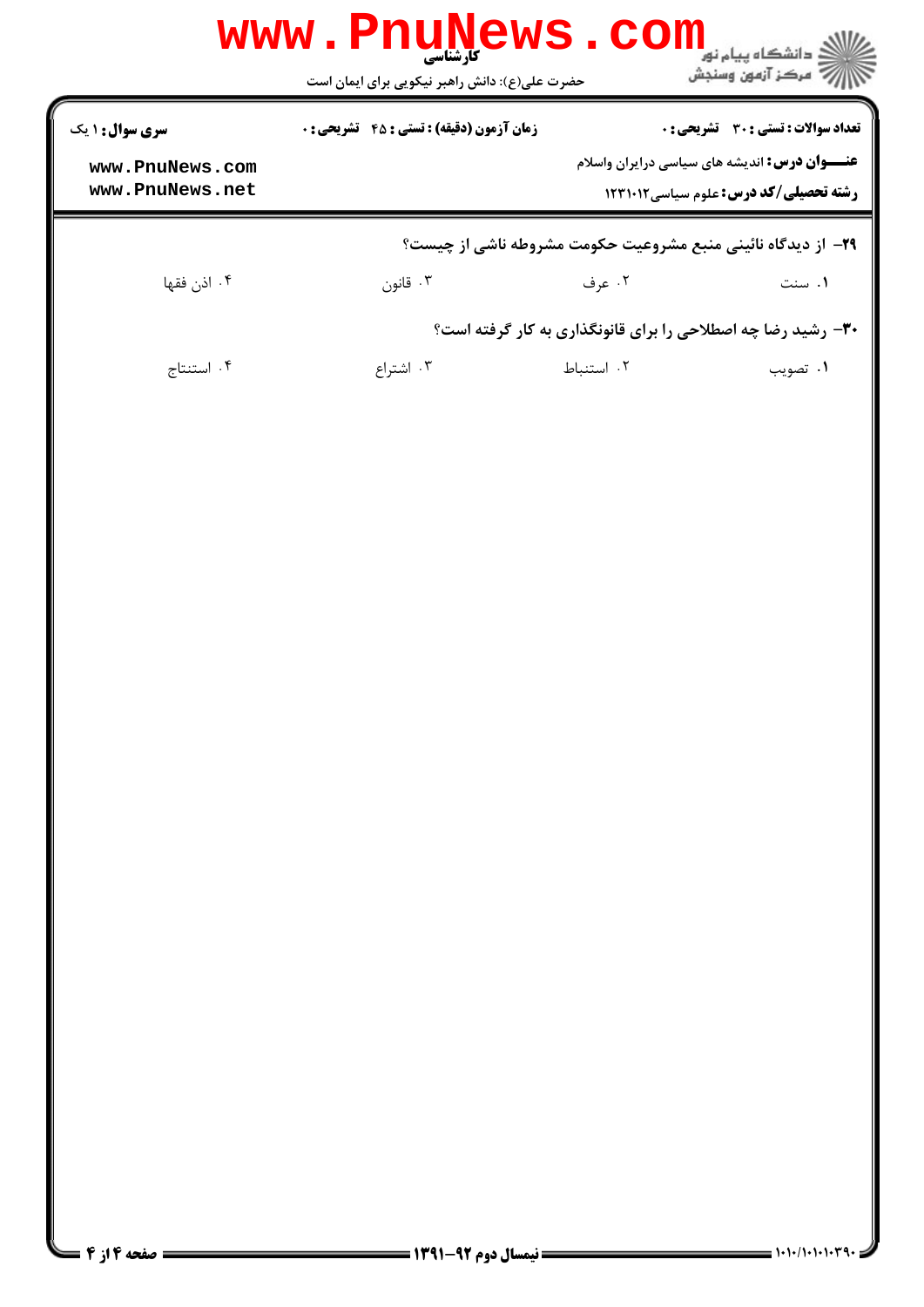۲۹- از دیدگاه نائینی منبع مشروعیت حکومت مشروطه ناشی از چیست؟

۱. سنت
۲. عرف
۳. قانون
۴. اذن فقها

۳۰- رشید رضا چه اصطلاحی را برای قانونگذاری به کار گرفته است؟

۱. تصویب
۲. استنباط
۳. اشتراع
۴. استنتاج